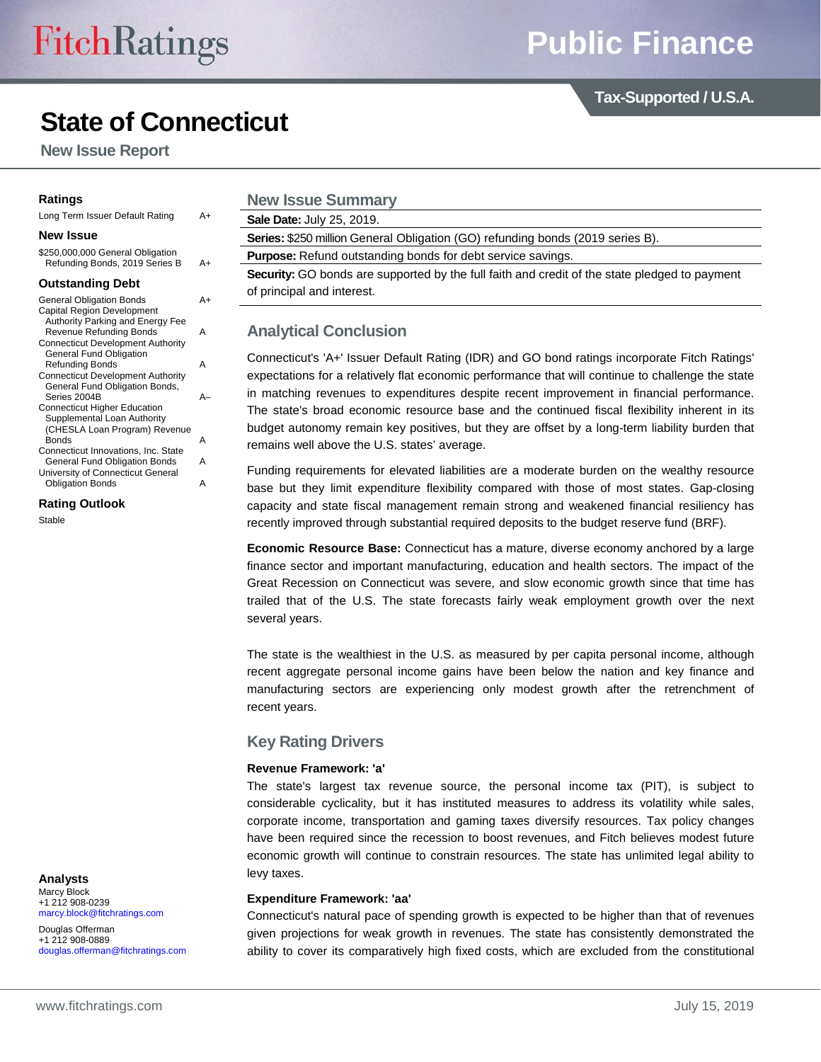# State of Connecticut

**New Issue Report**

Tax-Supported / U.S.A.

## Ratings

| | |
|---|---|
| Long Term Issuer Default Rating | A+ |

## New Issue

| | |
|---|---|
| $250,000,000 General Obligation Refunding Bonds, 2019 Series B | A+ |

## Outstanding Debt

| | |
|---|---|
| General Obligation Bonds | A+ |
| Capital Region Development Authority Parking and Energy Fee Revenue Refunding Bonds | A |
| Connecticut Development Authority General Fund Obligation Refunding Bonds | A |
| Connecticut Development Authority General Fund Obligation Bonds, Series 2004B | A– |
| Connecticut Higher Education Supplemental Loan Authority (CHESLA Loan Program) Revenue Bonds | A |
| Connecticut Innovations, Inc. State General Fund Obligation Bonds | A |
| University of Connecticut General Obligation Bonds | A |

## Rating Outlook

Stable

## Analysts

Marcy Block
+1 212 908-0239
marcy.block@fitchratings.com

Douglas Offerman
+1 212 908-0889
douglas.offerman@fitchratings.com

## New Issue Summary

**Sale Date:** July 25, 2019.

**Series:** $250 million General Obligation (GO) refunding bonds (2019 series B).

**Purpose:** Refund outstanding bonds for debt service savings.

**Security:** GO bonds are supported by the full faith and credit of the state pledged to payment of principal and interest.

## Analytical Conclusion

Connecticut's 'A+' Issuer Default Rating (IDR) and GO bond ratings incorporate Fitch Ratings' expectations for a relatively flat economic performance that will continue to challenge the state in matching revenues to expenditures despite recent improvement in financial performance. The state's broad economic resource base and the continued fiscal flexibility inherent in its budget autonomy remain key positives, but they are offset by a long-term liability burden that remains well above the U.S. states' average.

Funding requirements for elevated liabilities are a moderate burden on the wealthy resource base but they limit expenditure flexibility compared with those of most states. Gap-closing capacity and state fiscal management remain strong and weakened financial resiliency has recently improved through substantial required deposits to the budget reserve fund (BRF).

**Economic Resource Base:** Connecticut has a mature, diverse economy anchored by a large finance sector and important manufacturing, education and health sectors. The impact of the Great Recession on Connecticut was severe, and slow economic growth since that time has trailed that of the U.S. The state forecasts fairly weak employment growth over the next several years.

The state is the wealthiest in the U.S. as measured by per capita personal income, although recent aggregate personal income gains have been below the nation and key finance and manufacturing sectors are experiencing only modest growth after the retrenchment of recent years.

## Key Rating Drivers

**Revenue Framework: 'a'**

The state's largest tax revenue source, the personal income tax (PIT), is subject to considerable cyclicality, but it has instituted measures to address its volatility while sales, corporate income, transportation and gaming taxes diversify resources. Tax policy changes have been required since the recession to boost revenues, and Fitch believes modest future economic growth will continue to constrain resources. The state has unlimited legal ability to levy taxes.

**Expenditure Framework: 'aa'**

Connecticut's natural pace of spending growth is expected to be higher than that of revenues given projections for weak growth in revenues. The state has consistently demonstrated the ability to cover its comparatively high fixed costs, which are excluded from the constitutional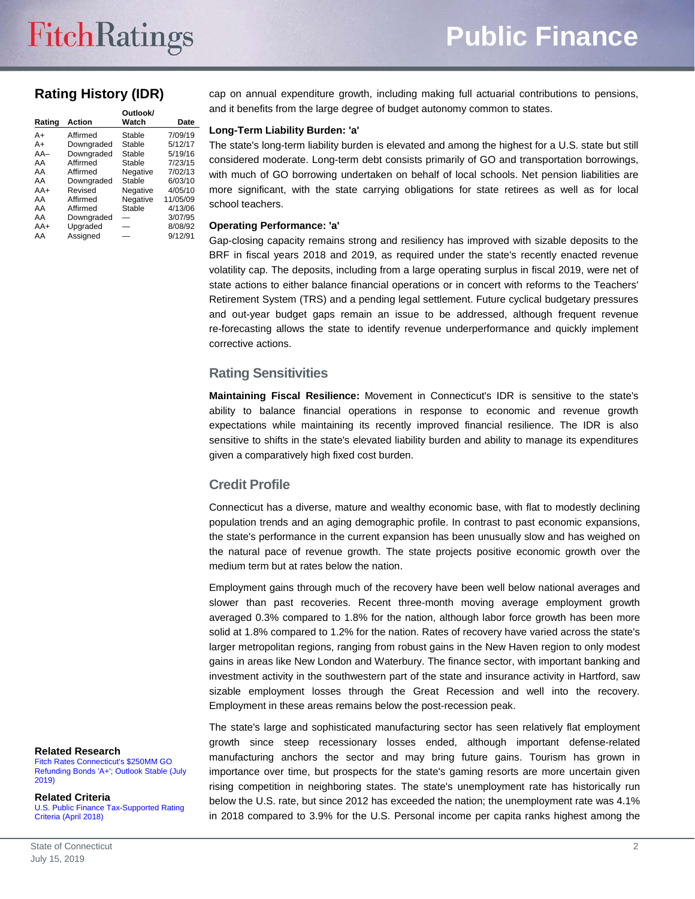## Rating History (IDR)

| Rating | Action | Outlook/ Watch | Date |
|---|---|---|---|
| A+ | Affirmed | Stable | 7/09/19 |
| A+ | Downgraded | Stable | 5/12/17 |
| AA– | Downgraded | Stable | 5/19/16 |
| AA | Affirmed | Stable | 7/23/15 |
| AA | Affirmed | Negative | 7/02/13 |
| AA | Downgraded | Stable | 6/03/10 |
| AA+ | Revised | Negative | 4/05/10 |
| AA | Affirmed | Negative | 11/05/09 |
| AA | Affirmed | Stable | 4/13/06 |
| AA | Downgraded | — | 3/07/95 |
| AA+ | Upgraded | — | 8/08/92 |
| AA | Assigned | — | 9/12/91 |

cap on annual expenditure growth, including making full actuarial contributions to pensions, and it benefits from the large degree of budget autonomy common to states.

**Long-Term Liability Burden: 'a'**

The state's long-term liability burden is elevated and among the highest for a U.S. state but still considered moderate. Long-term debt consists primarily of GO and transportation borrowings, with much of GO borrowing undertaken on behalf of local schools. Net pension liabilities are more significant, with the state carrying obligations for state retirees as well as for local school teachers.

**Operating Performance: 'a'**

Gap-closing capacity remains strong and resiliency has improved with sizable deposits to the BRF in fiscal years 2018 and 2019, as required under the state's recently enacted revenue volatility cap. The deposits, including from a large operating surplus in fiscal 2019, were net of state actions to either balance financial operations or in concert with reforms to the Teachers' Retirement System (TRS) and a pending legal settlement. Future cyclical budgetary pressures and out-year budget gaps remain an issue to be addressed, although frequent revenue re-forecasting allows the state to identify revenue underperformance and quickly implement corrective actions.

## Rating Sensitivities

**Maintaining Fiscal Resilience:** Movement in Connecticut's IDR is sensitive to the state's ability to balance financial operations in response to economic and revenue growth expectations while maintaining its recently improved financial resilience. The IDR is also sensitive to shifts in the state's elevated liability burden and ability to manage its expenditures given a comparatively high fixed cost burden.

## Credit Profile

Connecticut has a diverse, mature and wealthy economic base, with flat to modestly declining population trends and an aging demographic profile. In contrast to past economic expansions, the state's performance in the current expansion has been unusually slow and has weighed on the natural pace of revenue growth. The state projects positive economic growth over the medium term but at rates below the nation.

Employment gains through much of the recovery have been well below national averages and slower than past recoveries. Recent three-month moving average employment growth averaged 0.3% compared to 1.8% for the nation, although labor force growth has been more solid at 1.8% compared to 1.2% for the nation. Rates of recovery have varied across the state's larger metropolitan regions, ranging from robust gains in the New Haven region to only modest gains in areas like New London and Waterbury. The finance sector, with important banking and investment activity in the southwestern part of the state and insurance activity in Hartford, saw sizable employment losses through the Great Recession and well into the recovery. Employment in these areas remains below the post-recession peak.

The state's large and sophisticated manufacturing sector has seen relatively flat employment growth since steep recessionary losses ended, although important defense-related manufacturing anchors the sector and may bring future gains. Tourism has grown in importance over time, but prospects for the state's gaming resorts are more uncertain given rising competition in neighboring states. The state's unemployment rate has historically run below the U.S. rate, but since 2012 has exceeded the nation; the unemployment rate was 4.1% in 2018 compared to 3.9% for the U.S. Personal income per capita ranks highest among the

**Related Research**

Fitch Rates Connecticut's $250MM GO Refunding Bonds 'A+'; Outlook Stable (July 2019)

**Related Criteria**

U.S. Public Finance Tax-Supported Rating Criteria (April 2018)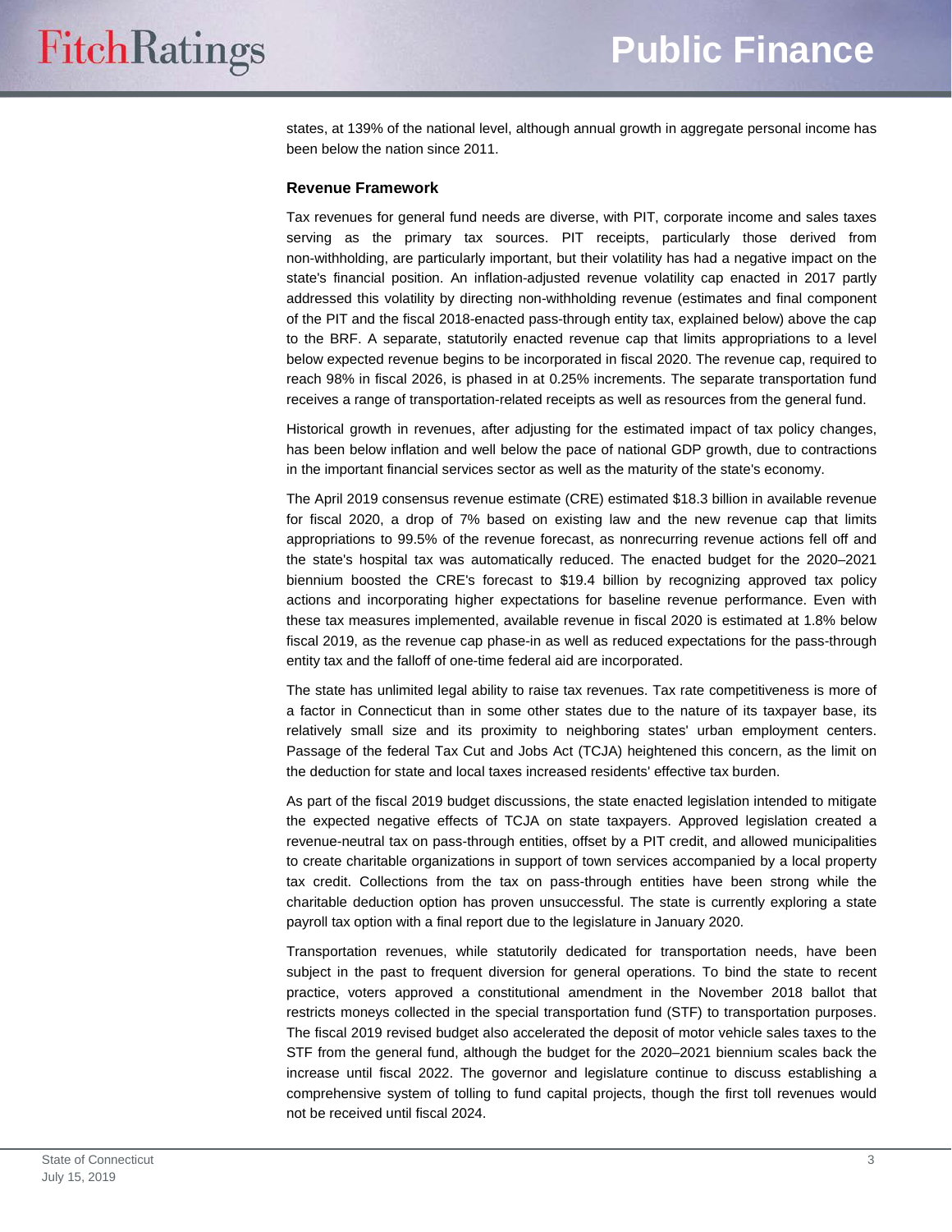states, at 139% of the national level, although annual growth in aggregate personal income has been below the nation since 2011.

### Revenue Framework

Tax revenues for general fund needs are diverse, with PIT, corporate income and sales taxes serving as the primary tax sources. PIT receipts, particularly those derived from non-withholding, are particularly important, but their volatility has had a negative impact on the state's financial position. An inflation-adjusted revenue volatility cap enacted in 2017 partly addressed this volatility by directing non-withholding revenue (estimates and final component of the PIT and the fiscal 2018-enacted pass-through entity tax, explained below) above the cap to the BRF. A separate, statutorily enacted revenue cap that limits appropriations to a level below expected revenue begins to be incorporated in fiscal 2020. The revenue cap, required to reach 98% in fiscal 2026, is phased in at 0.25% increments. The separate transportation fund receives a range of transportation-related receipts as well as resources from the general fund.

Historical growth in revenues, after adjusting for the estimated impact of tax policy changes, has been below inflation and well below the pace of national GDP growth, due to contractions in the important financial services sector as well as the maturity of the state's economy.

The April 2019 consensus revenue estimate (CRE) estimated $18.3 billion in available revenue for fiscal 2020, a drop of 7% based on existing law and the new revenue cap that limits appropriations to 99.5% of the revenue forecast, as nonrecurring revenue actions fell off and the state's hospital tax was automatically reduced. The enacted budget for the 2020–2021 biennium boosted the CRE's forecast to $19.4 billion by recognizing approved tax policy actions and incorporating higher expectations for baseline revenue performance. Even with these tax measures implemented, available revenue in fiscal 2020 is estimated at 1.8% below fiscal 2019, as the revenue cap phase-in as well as reduced expectations for the pass-through entity tax and the falloff of one-time federal aid are incorporated.

The state has unlimited legal ability to raise tax revenues. Tax rate competitiveness is more of a factor in Connecticut than in some other states due to the nature of its taxpayer base, its relatively small size and its proximity to neighboring states' urban employment centers. Passage of the federal Tax Cut and Jobs Act (TCJA) heightened this concern, as the limit on the deduction for state and local taxes increased residents' effective tax burden.

As part of the fiscal 2019 budget discussions, the state enacted legislation intended to mitigate the expected negative effects of TCJA on state taxpayers. Approved legislation created a revenue-neutral tax on pass-through entities, offset by a PIT credit, and allowed municipalities to create charitable organizations in support of town services accompanied by a local property tax credit. Collections from the tax on pass-through entities have been strong while the charitable deduction option has proven unsuccessful. The state is currently exploring a state payroll tax option with a final report due to the legislature in January 2020.

Transportation revenues, while statutorily dedicated for transportation needs, have been subject in the past to frequent diversion for general operations. To bind the state to recent practice, voters approved a constitutional amendment in the November 2018 ballot that restricts moneys collected in the special transportation fund (STF) to transportation purposes. The fiscal 2019 revised budget also accelerated the deposit of motor vehicle sales taxes to the STF from the general fund, although the budget for the 2020–2021 biennium scales back the increase until fiscal 2022. The governor and legislature continue to discuss establishing a comprehensive system of tolling to fund capital projects, though the first toll revenues would not be received until fiscal 2024.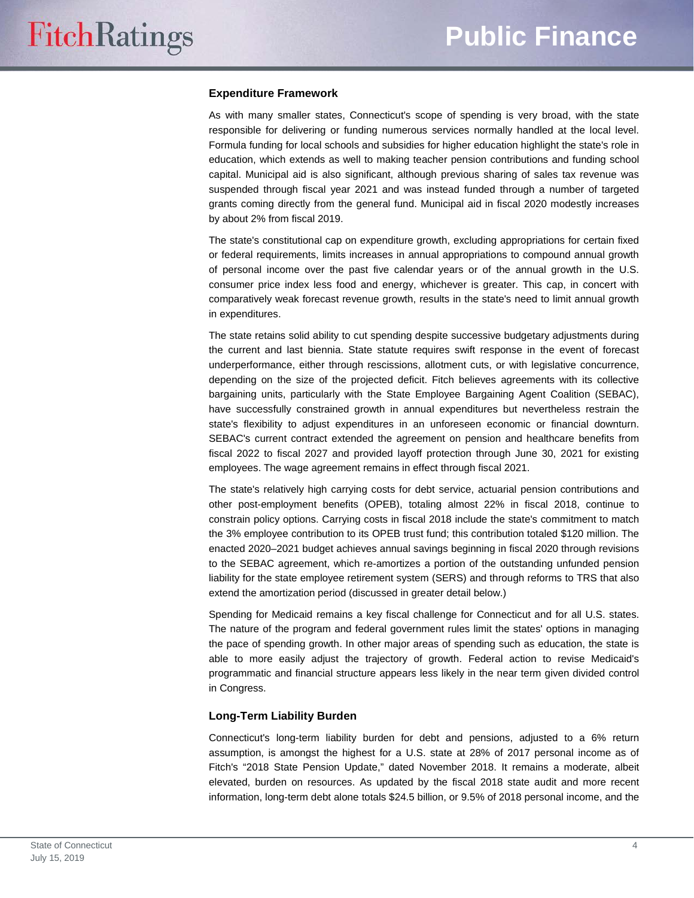### Expenditure Framework

As with many smaller states, Connecticut's scope of spending is very broad, with the state responsible for delivering or funding numerous services normally handled at the local level. Formula funding for local schools and subsidies for higher education highlight the state's role in education, which extends as well to making teacher pension contributions and funding school capital. Municipal aid is also significant, although previous sharing of sales tax revenue was suspended through fiscal year 2021 and was instead funded through a number of targeted grants coming directly from the general fund. Municipal aid in fiscal 2020 modestly increases by about 2% from fiscal 2019.

The state's constitutional cap on expenditure growth, excluding appropriations for certain fixed or federal requirements, limits increases in annual appropriations to compound annual growth of personal income over the past five calendar years or of the annual growth in the U.S. consumer price index less food and energy, whichever is greater. This cap, in concert with comparatively weak forecast revenue growth, results in the state's need to limit annual growth in expenditures.

The state retains solid ability to cut spending despite successive budgetary adjustments during the current and last biennia. State statute requires swift response in the event of forecast underperformance, either through rescissions, allotment cuts, or with legislative concurrence, depending on the size of the projected deficit. Fitch believes agreements with its collective bargaining units, particularly with the State Employee Bargaining Agent Coalition (SEBAC), have successfully constrained growth in annual expenditures but nevertheless restrain the state's flexibility to adjust expenditures in an unforeseen economic or financial downturn. SEBAC's current contract extended the agreement on pension and healthcare benefits from fiscal 2022 to fiscal 2027 and provided layoff protection through June 30, 2021 for existing employees. The wage agreement remains in effect through fiscal 2021.

The state's relatively high carrying costs for debt service, actuarial pension contributions and other post-employment benefits (OPEB), totaling almost 22% in fiscal 2018, continue to constrain policy options. Carrying costs in fiscal 2018 include the state's commitment to match the 3% employee contribution to its OPEB trust fund; this contribution totaled $120 million. The enacted 2020–2021 budget achieves annual savings beginning in fiscal 2020 through revisions to the SEBAC agreement, which re-amortizes a portion of the outstanding unfunded pension liability for the state employee retirement system (SERS) and through reforms to TRS that also extend the amortization period (discussed in greater detail below.)

Spending for Medicaid remains a key fiscal challenge for Connecticut and for all U.S. states. The nature of the program and federal government rules limit the states' options in managing the pace of spending growth. In other major areas of spending such as education, the state is able to more easily adjust the trajectory of growth. Federal action to revise Medicaid's programmatic and financial structure appears less likely in the near term given divided control in Congress.

### Long-Term Liability Burden

Connecticut's long-term liability burden for debt and pensions, adjusted to a 6% return assumption, is amongst the highest for a U.S. state at 28% of 2017 personal income as of Fitch's "2018 State Pension Update," dated November 2018. It remains a moderate, albeit elevated, burden on resources. As updated by the fiscal 2018 state audit and more recent information, long-term debt alone totals $24.5 billion, or 9.5% of 2018 personal income, and the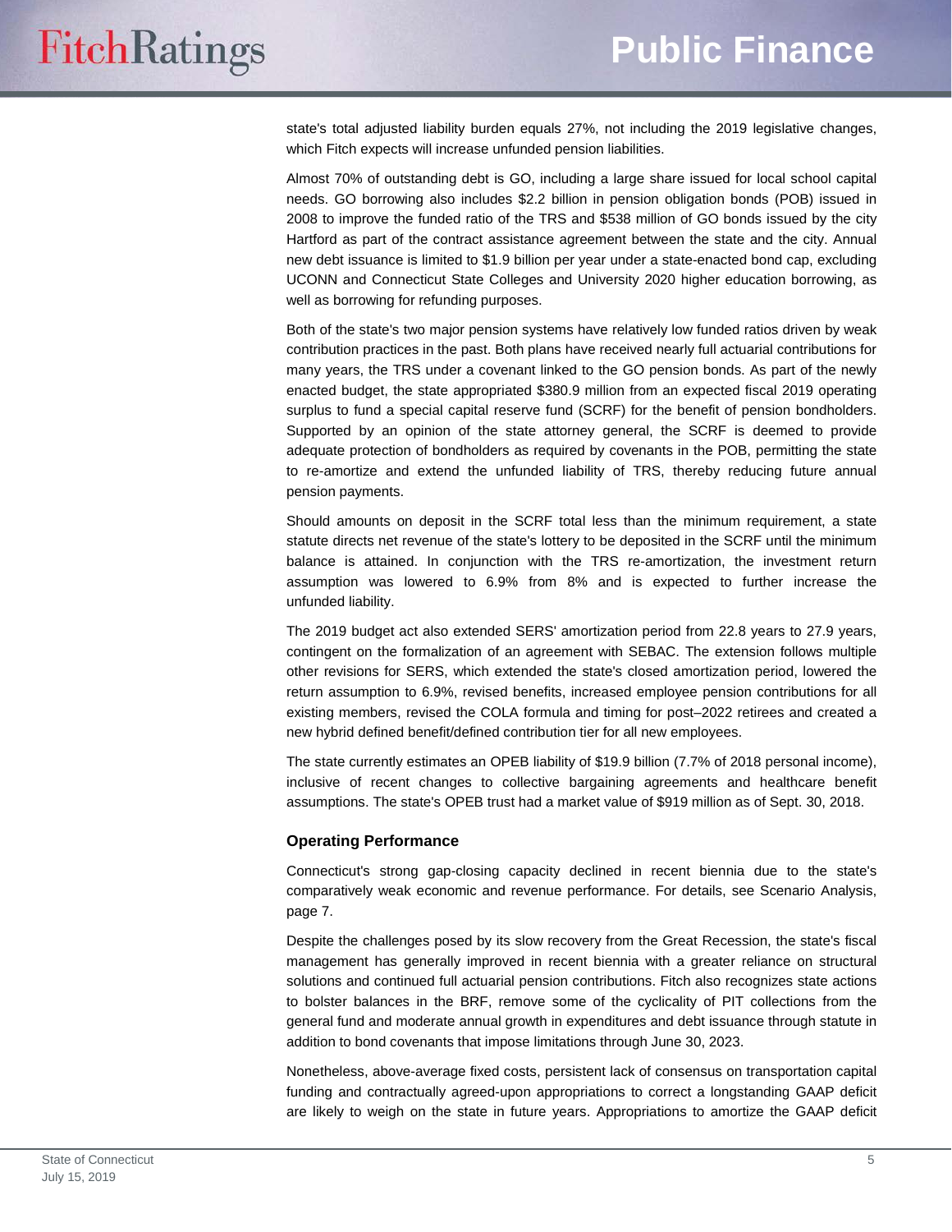state's total adjusted liability burden equals 27%, not including the 2019 legislative changes, which Fitch expects will increase unfunded pension liabilities.

Almost 70% of outstanding debt is GO, including a large share issued for local school capital needs. GO borrowing also includes $2.2 billion in pension obligation bonds (POB) issued in 2008 to improve the funded ratio of the TRS and $538 million of GO bonds issued by the city Hartford as part of the contract assistance agreement between the state and the city. Annual new debt issuance is limited to $1.9 billion per year under a state-enacted bond cap, excluding UCONN and Connecticut State Colleges and University 2020 higher education borrowing, as well as borrowing for refunding purposes.

Both of the state's two major pension systems have relatively low funded ratios driven by weak contribution practices in the past. Both plans have received nearly full actuarial contributions for many years, the TRS under a covenant linked to the GO pension bonds. As part of the newly enacted budget, the state appropriated $380.9 million from an expected fiscal 2019 operating surplus to fund a special capital reserve fund (SCRF) for the benefit of pension bondholders. Supported by an opinion of the state attorney general, the SCRF is deemed to provide adequate protection of bondholders as required by covenants in the POB, permitting the state to re-amortize and extend the unfunded liability of TRS, thereby reducing future annual pension payments.

Should amounts on deposit in the SCRF total less than the minimum requirement, a state statute directs net revenue of the state's lottery to be deposited in the SCRF until the minimum balance is attained. In conjunction with the TRS re-amortization, the investment return assumption was lowered to 6.9% from 8% and is expected to further increase the unfunded liability.

The 2019 budget act also extended SERS' amortization period from 22.8 years to 27.9 years, contingent on the formalization of an agreement with SEBAC. The extension follows multiple other revisions for SERS, which extended the state's closed amortization period, lowered the return assumption to 6.9%, revised benefits, increased employee pension contributions for all existing members, revised the COLA formula and timing for post–2022 retirees and created a new hybrid defined benefit/defined contribution tier for all new employees.

The state currently estimates an OPEB liability of $19.9 billion (7.7% of 2018 personal income), inclusive of recent changes to collective bargaining agreements and healthcare benefit assumptions. The state's OPEB trust had a market value of $919 million as of Sept. 30, 2018.

### Operating Performance

Connecticut's strong gap-closing capacity declined in recent biennia due to the state's comparatively weak economic and revenue performance. For details, see Scenario Analysis, page 7.

Despite the challenges posed by its slow recovery from the Great Recession, the state's fiscal management has generally improved in recent biennia with a greater reliance on structural solutions and continued full actuarial pension contributions. Fitch also recognizes state actions to bolster balances in the BRF, remove some of the cyclicality of PIT collections from the general fund and moderate annual growth in expenditures and debt issuance through statute in addition to bond covenants that impose limitations through June 30, 2023.

Nonetheless, above-average fixed costs, persistent lack of consensus on transportation capital funding and contractually agreed-upon appropriations to correct a longstanding GAAP deficit are likely to weigh on the state in future years. Appropriations to amortize the GAAP deficit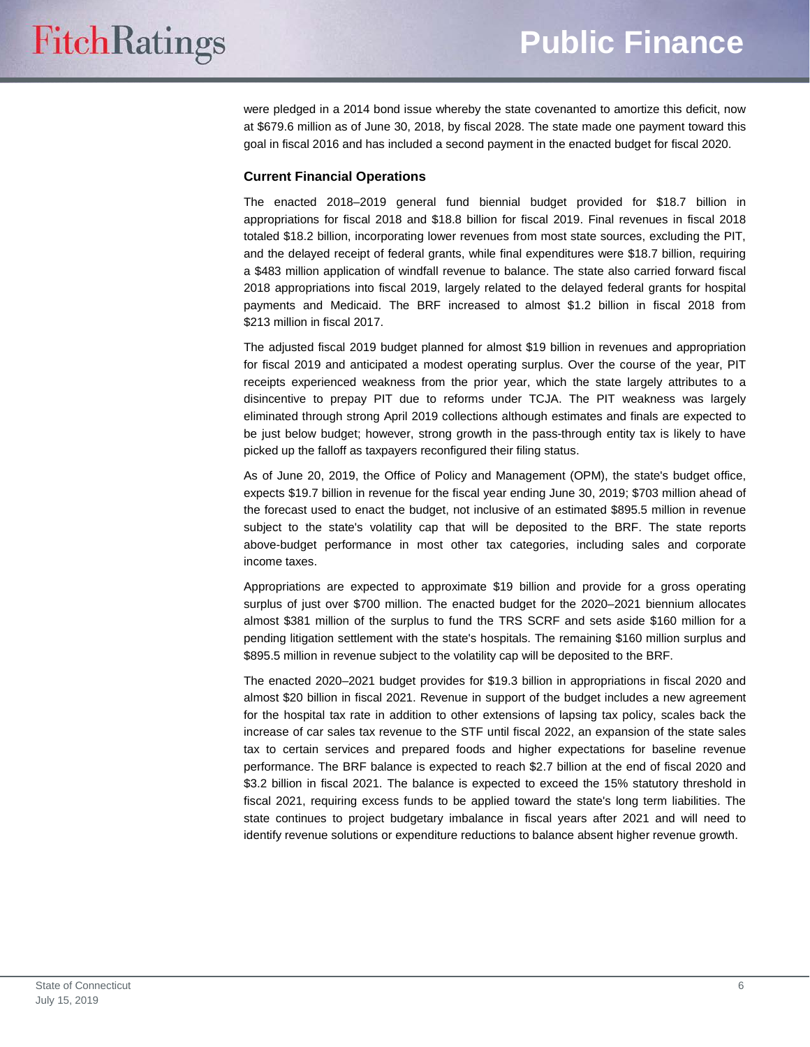were pledged in a 2014 bond issue whereby the state covenanted to amortize this deficit, now at $679.6 million as of June 30, 2018, by fiscal 2028. The state made one payment toward this goal in fiscal 2016 and has included a second payment in the enacted budget for fiscal 2020.

### Current Financial Operations

The enacted 2018–2019 general fund biennial budget provided for $18.7 billion in appropriations for fiscal 2018 and $18.8 billion for fiscal 2019. Final revenues in fiscal 2018 totaled $18.2 billion, incorporating lower revenues from most state sources, excluding the PIT, and the delayed receipt of federal grants, while final expenditures were $18.7 billion, requiring a $483 million application of windfall revenue to balance. The state also carried forward fiscal 2018 appropriations into fiscal 2019, largely related to the delayed federal grants for hospital payments and Medicaid. The BRF increased to almost $1.2 billion in fiscal 2018 from $213 million in fiscal 2017.

The adjusted fiscal 2019 budget planned for almost $19 billion in revenues and appropriation for fiscal 2019 and anticipated a modest operating surplus. Over the course of the year, PIT receipts experienced weakness from the prior year, which the state largely attributes to a disincentive to prepay PIT due to reforms under TCJA. The PIT weakness was largely eliminated through strong April 2019 collections although estimates and finals are expected to be just below budget; however, strong growth in the pass-through entity tax is likely to have picked up the falloff as taxpayers reconfigured their filing status.

As of June 20, 2019, the Office of Policy and Management (OPM), the state's budget office, expects $19.7 billion in revenue for the fiscal year ending June 30, 2019; $703 million ahead of the forecast used to enact the budget, not inclusive of an estimated $895.5 million in revenue subject to the state's volatility cap that will be deposited to the BRF. The state reports above-budget performance in most other tax categories, including sales and corporate income taxes.

Appropriations are expected to approximate $19 billion and provide for a gross operating surplus of just over $700 million. The enacted budget for the 2020–2021 biennium allocates almost $381 million of the surplus to fund the TRS SCRF and sets aside $160 million for a pending litigation settlement with the state's hospitals. The remaining $160 million surplus and $895.5 million in revenue subject to the volatility cap will be deposited to the BRF.

The enacted 2020–2021 budget provides for $19.3 billion in appropriations in fiscal 2020 and almost $20 billion in fiscal 2021. Revenue in support of the budget includes a new agreement for the hospital tax rate in addition to other extensions of lapsing tax policy, scales back the increase of car sales tax revenue to the STF until fiscal 2022, an expansion of the state sales tax to certain services and prepared foods and higher expectations for baseline revenue performance. The BRF balance is expected to reach $2.7 billion at the end of fiscal 2020 and $3.2 billion in fiscal 2021. The balance is expected to exceed the 15% statutory threshold in fiscal 2021, requiring excess funds to be applied toward the state's long term liabilities. The state continues to project budgetary imbalance in fiscal years after 2021 and will need to identify revenue solutions or expenditure reductions to balance absent higher revenue growth.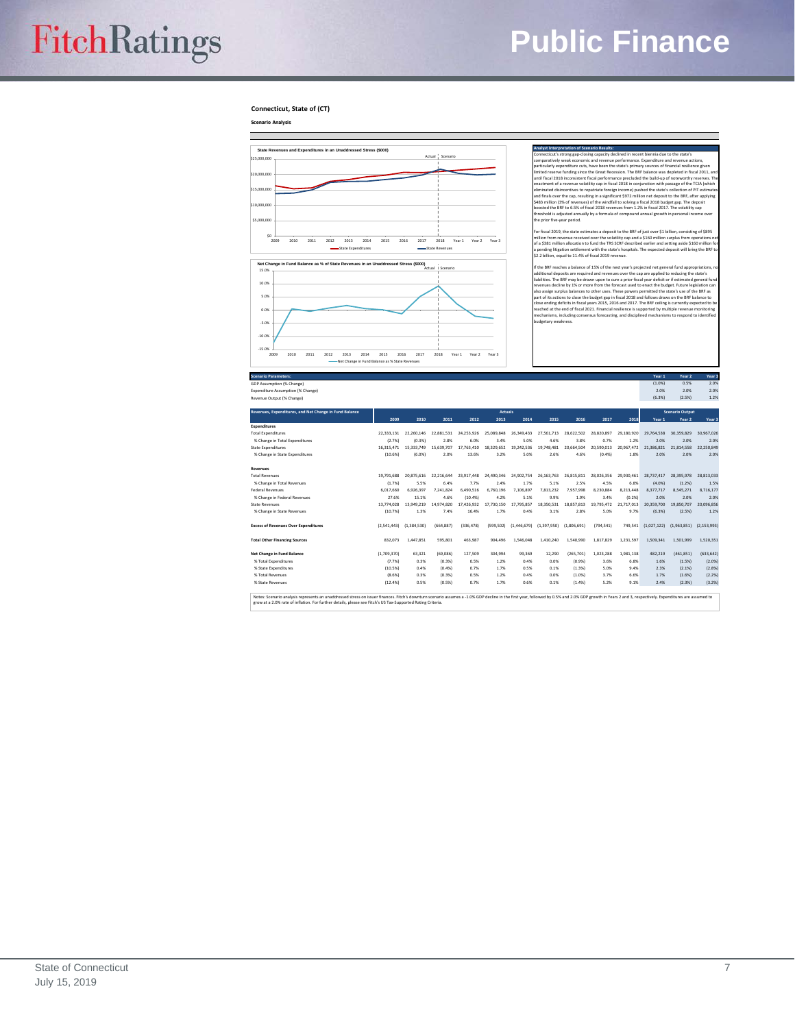**Connecticut, State of (CT)**

**Scenario Analysis**

**State Revenues and Expenditures in an Unaddressed Stress ($000)**

Actual | Scenario

$25,000,000
$20,000,000
$15,000,000
$10,000,000
$5,000,000
$0

2009 2010 2011 2012 2013 2014 2015 2016 2017 2018 Year 1 Year 2 Year 3

State Expenditures — State Revenues

**Net Change in Fund Balance as % of State Revenues in an Unaddressed Stress ($000)**

Actual | Scenario

15.0%
10.0%
5.0%
0.0%
-5.0%
-10.0%
-15.0%

2009 2010 2011 2012 2013 2014 2015 2016 2017 2018 Year 1 Year 2 Year 3

Net Change in Fund Balance as % State Revenues

**Analyst Interpretation of Scenario Results:**

Connecticut's strong gap-closing capacity declined in recent biennia due to the state's comparatively weak economic and revenue performance. Expenditure and revenue actions, particularly expenditure cuts, have been the state's primary sources of financial resilience given limited reserve funding since the Great Recession. The BRF balance was depleted in fiscal 2011, and until fiscal 2018 inconsistent fiscal performance precluded the build-up of noteworthy reserves. The enactment of a revenue volatility cap in fiscal 2018 in conjunction with passage of the TCJA (which eliminated disincentives to repatriate foreign income) pushed the state's collection of PIT estimates and finals over the cap, resulting in a significant $972 million net deposit to the BRF, after applying $483 million (3% of revenues) of the windfall to solving a fiscal 2018 budget gap. The deposit boosted the BRF to 6.5% of fiscal 2018 revenues from 1.2% in fiscal 2017. The volatility cap threshold is adjusted annually by a formula of compound annual growth in personal income over the prior five-year period.

For fiscal 2019, the state estimates a deposit to the BRF of just over $1 billion, consisting of $895 million from revenue received over the volatility cap and a $160 million surplus from operations net of a $381 million allocation to fund the TRS SCRF described earlier and setting aside $160 million for a pending litigation settlement with the state's hospitals. The expected deposit will bring the BRF to $2.2 billion, equal to 11.4% of fiscal 2019 revenue.

If the BRF reaches a balance of 15% of the next year's projected net general fund appropriations, no additional deposits are required and revenues over the cap are applied to reducing the state's liabilities. The BRF may be drawn upon to cure a prior fiscal year deficit or if estimated general fund revenues decline by 1% or more from the forecast used to enact the budget. Future legislation can also assign surplus balances to other uses. These powers permitted the state's use of the BRF as part of its actions to close the budget gap in fiscal 2018 and follows draws on the BRF balance to close ending deficits in fiscal years 2015, 2016 and 2017. The BRF ceiling is currently expected to be reached at the end of fiscal 2021. Financial resilience is supported by multiple revenue monitoring mechanisms, including consensus forecasting, and disciplined mechanisms to respond to identified budgetary weakness.

| Scenario Parameters: | Year 1 | Year 2 | Year 3 |
|---|---|---|---|
| GDP Assumption (% Change) | (1.0%) | 0.5% | 2.0% |
| Expenditure Assumption (% Change) | 2.0% | 2.0% | 2.0% |
| Revenue Output (% Change) | (6.3%) | (2.5%) | 1.2% |

| Revenues, Expenditures, and Net Change in Fund Balance | Actuals | | | | | | | | | | Scenario Output | | |
|---|---|---|---|---|---|---|---|---|---|---|---|---|---|
| | 2009 | 2010 | 2011 | 2012 | 2013 | 2014 | 2015 | 2016 | 2017 | 2018 | Year 1 | Year 2 | Year 3 |
| **Expenditures** | | | | | | | | | | | | | |
| Total Expenditures | 22,333,131 | 22,260,146 | 22,881,531 | 24,253,926 | 25,089,848 | 26,349,433 | 27,561,713 | 28,622,502 | 28,820,897 | 29,180,920 | 29,764,538 | 30,359,829 | 30,967,026 |
| % Change in Total Expenditures | (2.7%) | (0.3%) | 2.8% | 6.0% | 3.4% | 5.0% | 4.6% | 3.8% | 0.7% | 1.2% | 2.0% | 2.0% | 2.0% |
| State Expenditures | 16,315,471 | 15,333,749 | 15,639,707 | 17,763,410 | 18,329,652 | 19,242,536 | 19,748,481 | 20,664,504 | 20,590,013 | 20,967,472 | 21,386,821 | 21,814,558 | 22,250,849 |
| % Change in State Expenditures | (10.6%) | (6.0%) | 2.0% | 13.6% | 3.2% | 5.0% | 2.6% | 4.6% | (0.4%) | 1.8% | 2.0% | 2.0% | 2.0% |
| **Revenues** | | | | | | | | | | | | | |
| Total Revenues | 19,791,688 | 20,875,616 | 22,216,644 | 23,917,448 | 24,490,346 | 24,902,754 | 26,163,763 | 26,815,811 | 28,026,356 | 29,930,461 | 28,737,417 | 28,395,978 | 28,813,033 |
| % Change in Total Revenues | (1.7%) | 5.5% | 6.4% | 7.7% | 2.4% | 1.7% | 5.1% | 2.5% | 4.5% | 6.8% | (4.0%) | (1.2%) | 1.5% |
| Federal Revenues | 6,017,660 | 6,926,397 | 7,241,824 | 6,490,516 | 6,760,196 | 7,106,897 | 7,813,232 | 7,957,998 | 8,230,884 | 8,213,448 | 8,377,717 | 8,545,271 | 8,716,177 |
| % Change in Federal Revenues | 27.6% | 15.1% | 4.6% | (10.4%) | 4.2% | 5.1% | 9.9% | 1.9% | 3.4% | (0.2%) | 2.0% | 2.0% | 2.0% |
| State Revenues | 13,774,028 | 13,949,219 | 14,974,820 | 17,426,932 | 17,730,150 | 17,795,857 | 18,350,531 | 18,857,813 | 19,795,472 | 21,717,013 | 20,359,700 | 19,850,707 | 20,096,856 |
| % Change in State Revenues | (10.7%) | 1.3% | 7.4% | 16.4% | 1.7% | 0.4% | 3.1% | 2.8% | 5.0% | 9.7% | (6.3%) | (2.5%) | 1.2% |
| **Excess of Revenues Over Expenditures** | (2,541,443) | (1,384,530) | (664,887) | (336,478) | (599,502) | (1,446,679) | (1,397,950) | (1,806,691) | (794,541) | 749,541 | (1,027,122) | (1,963,851) | (2,153,993) |
| **Total Other Financing Sources** | 832,073 | 1,447,851 | 595,801 | 463,987 | 904,496 | 1,546,048 | 1,410,240 | 1,540,990 | 1,817,829 | 1,231,597 | 1,509,341 | 1,501,999 | 1,520,351 |
| **Net Change in Fund Balance** | (1,709,370) | 63,321 | (69,086) | 127,509 | 304,994 | 99,369 | 12,290 | (265,701) | 1,023,288 | 1,981,138 | 482,219 | (461,851) | (633,642) |
| % Total Expenditures | (7.7%) | 0.3% | (0.3%) | 0.5% | 1.2% | 0.4% | 0.0% | (0.9%) | 3.6% | 6.8% | 1.6% | (1.5%) | (2.0%) |
| % State Expenditures | (10.5%) | 0.4% | (0.4%) | 0.7% | 1.7% | 0.5% | 0.1% | (1.3%) | 5.0% | 9.4% | 2.3% | (2.1%) | (2.8%) |
| % Total Revenues | (8.6%) | 0.3% | (0.3%) | 0.5% | 1.2% | 0.4% | 0.0% | (1.0%) | 3.7% | 6.6% | 1.7% | (1.6%) | (2.2%) |
| % State Revenues | (12.4%) | 0.5% | (0.5%) | 0.7% | 1.7% | 0.6% | 0.1% | (1.4%) | 5.2% | 9.1% | 2.4% | (2.3%) | (3.2%) |

Notes: Scenario analysis represents an unaddressed stress on issuer finances. Fitch's downturn scenario assumes a -1.0% GDP decline in the first year, followed by 0.5% and 2.0% GDP growth in Years 2 and 3, respectively. Expenditures are assumed to grow at a 2.0% rate of inflation. For further details, please see Fitch's US Tax-Supported Rating Criteria.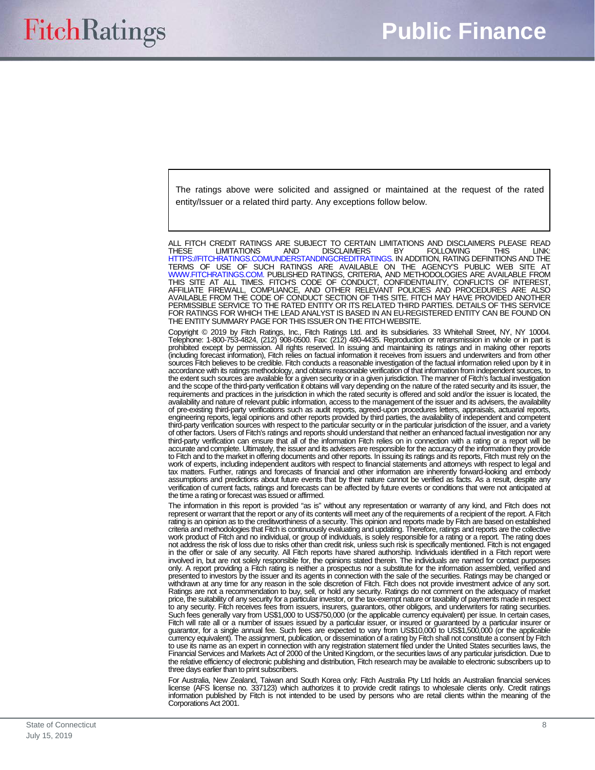The ratings above were solicited and assigned or maintained at the request of the rated entity/Issuer or a related third party. Any exceptions follow below.

ALL FITCH CREDIT RATINGS ARE SUBJECT TO CERTAIN LIMITATIONS AND DISCLAIMERS PLEASE READ THESE LIMITATIONS AND DISCLAIMERS BY FOLLOWING THIS LINK: HTTPS://FITCHRATINGS.COM/UNDERSTANDINGCREDITRATINGS. IN ADDITION, RATING DEFINITIONS AND THE TERMS OF USE OF SUCH RATINGS ARE AVAILABLE ON THE AGENCY'S PUBLIC WEB SITE AT WWW.FITCHRATINGS.COM. PUBLISHED RATINGS, CRITERIA, AND METHODOLOGIES ARE AVAILABLE FROM THIS SITE AT ALL TIMES. FITCH'S CODE OF CONDUCT, CONFIDENTIALITY, CONFLICTS OF INTEREST, AFFILIATE FIREWALL, COMPLIANCE, AND OTHER RELEVANT POLICIES AND PROCEDURES ARE ALSO AVAILABLE FROM THE CODE OF CONDUCT SECTION OF THIS SITE. FITCH MAY HAVE PROVIDED ANOTHER PERMISSIBLE SERVICE TO THE RATED ENTITY OR ITS RELATED THIRD PARTIES. DETAILS OF THIS SERVICE FOR RATINGS FOR WHICH THE LEAD ANALYST IS BASED IN AN EU-REGISTERED ENTITY CAN BE FOUND ON THE ENTITY SUMMARY PAGE FOR THIS ISSUER ON THE FITCH WEBSITE.

Copyright © 2019 by Fitch Ratings, Inc., Fitch Ratings Ltd. and its subsidiaries. 33 Whitehall Street, NY, NY 10004. Telephone: 1-800-753-4824, (212) 908-0500. Fax: (212) 480-4435. Reproduction or retransmission in whole or in part is prohibited except by permission. All rights reserved. In issuing and maintaining its ratings and in making other reports (including forecast information), Fitch relies on factual information it receives from issuers and underwriters and from other sources Fitch believes to be credible. Fitch conducts a reasonable investigation of the factual information relied upon by it in accordance with its ratings methodology, and obtains reasonable verification of that information from independent sources, to the extent such sources are available for a given security or in a given jurisdiction. The manner of Fitch's factual investigation and the scope of the third-party verification it obtains will vary depending on the nature of the rated security and its issuer, the requirements and practices in the jurisdiction in which the rated security is offered and sold and/or the issuer is located, the availability and nature of relevant public information, access to the management of the issuer and its advisers, the availability of pre-existing third-party verifications such as audit reports, agreed-upon procedures letters, appraisals, actuarial reports, engineering reports, legal opinions and other reports provided by third parties, the availability of independent and competent third-party verification sources with respect to the particular security or in the particular jurisdiction of the issuer, and a variety of other factors. Users of Fitch's ratings and reports should understand that neither an enhanced factual investigation nor any third-party verification can ensure that all of the information Fitch relies on in connection with a rating or a report will be accurate and complete. Ultimately, the issuer and its advisers are responsible for the accuracy of the information they provide to Fitch and to the market in offering documents and other reports. In issuing its ratings and its reports, Fitch must rely on the work of experts, including independent auditors with respect to financial statements and attorneys with respect to legal and tax matters. Further, ratings and forecasts of financial and other information are inherently forward-looking and embody assumptions and predictions about future events that by their nature cannot be verified as facts. As a result, despite any verification of current facts, ratings and forecasts can be affected by future events or conditions that were not anticipated at the time a rating or forecast was issued or affirmed.

The information in this report is provided "as is" without any representation or warranty of any kind, and Fitch does not represent or warrant that the report or any of its contents will meet any of the requirements of a recipient of the report. A Fitch rating is an opinion as to the creditworthiness of a security. This opinion and reports made by Fitch are based on established criteria and methodologies that Fitch is continuously evaluating and updating. Therefore, ratings and reports are the collective work product of Fitch and no individual, or group of individuals, is solely responsible for a rating or a report. The rating does not address the risk of loss due to risks other than credit risk, unless such risk is specifically mentioned. Fitch is not engaged in the offer or sale of any security. All Fitch reports have shared authorship. Individuals identified in a Fitch report were involved in, but are not solely responsible for, the opinions stated therein. The individuals are named for contact purposes only. A report providing a Fitch rating is neither a prospectus nor a substitute for the information assembled, verified and presented to investors by the issuer and its agents in connection with the sale of the securities. Ratings may be changed or withdrawn at any time for any reason in the sole discretion of Fitch. Fitch does not provide investment advice of any sort. Ratings are not a recommendation to buy, sell, or hold any security. Ratings do not comment on the adequacy of market price, the suitability of any security for a particular investor, or the tax-exempt nature or taxability of payments made in respect to any security. Fitch receives fees from issuers, insurers, guarantors, other obligors, and underwriters for rating securities. Such fees generally vary from US$1,000 to US$750,000 (or the applicable currency equivalent) per issue. In certain cases, Fitch will rate all or a number of issues issued by a particular issuer, or insured or guaranteed by a particular insurer or guarantor, for a single annual fee. Such fees are expected to vary from US$10,000 to US$1,500,000 (or the applicable currency equivalent). The assignment, publication, or dissemination of a rating by Fitch shall not constitute a consent by Fitch to use its name as an expert in connection with any registration statement filed under the United States securities laws, the Financial Services and Markets Act of 2000 of the United Kingdom, or the securities laws of any particular jurisdiction. Due to the relative efficiency of electronic publishing and distribution, Fitch research may be available to electronic subscribers up to three days earlier than to print subscribers.

For Australia, New Zealand, Taiwan and South Korea only: Fitch Australia Pty Ltd holds an Australian financial services license (AFS license no. 337123) which authorizes it to provide credit ratings to wholesale clients only. Credit ratings information published by Fitch is not intended to be used by persons who are retail clients within the meaning of the Corporations Act 2001.